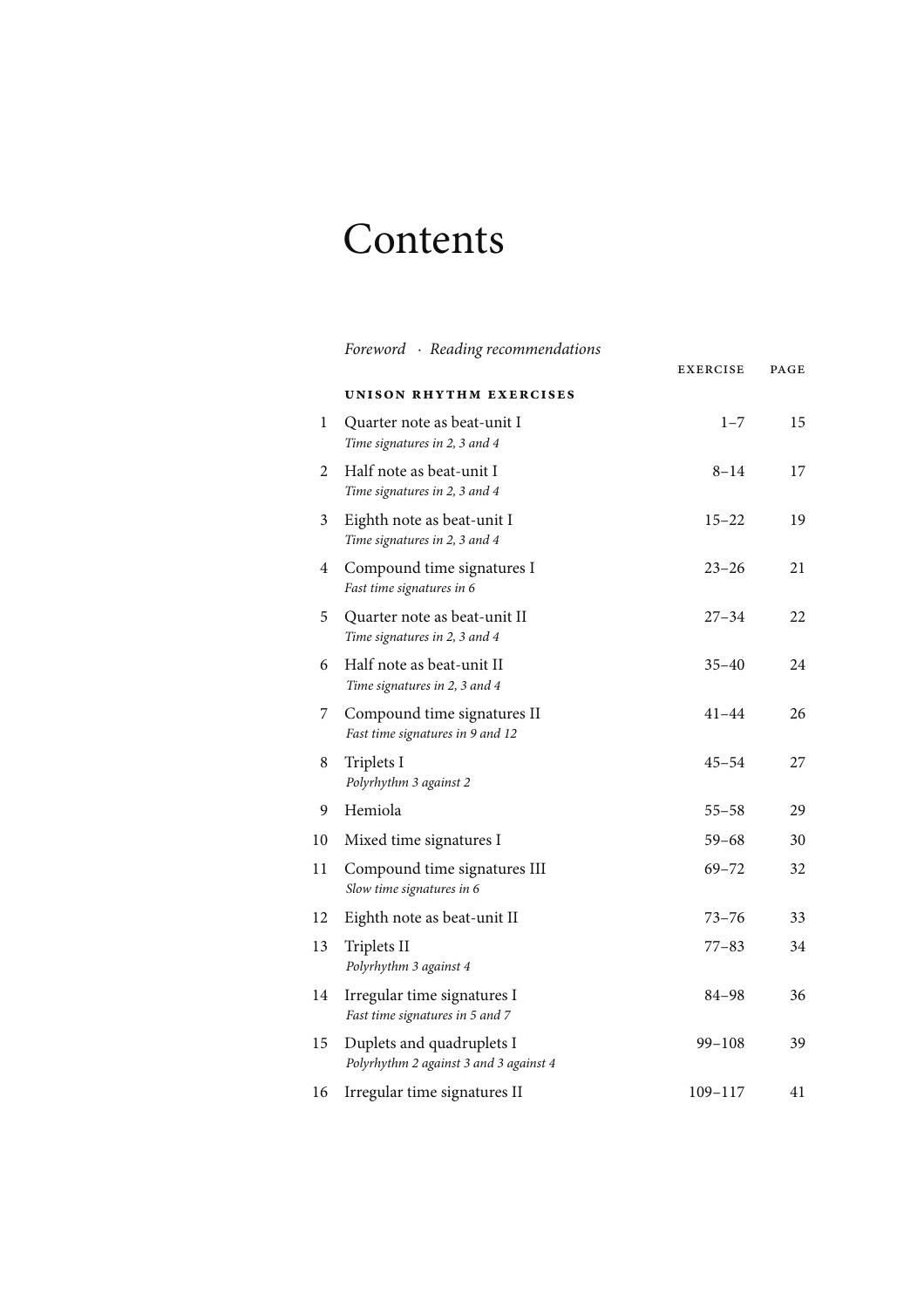# Contents

*Foreword* · *Reading recommendations*

| | | EXERCISE | PAGE |
|---|---|---|---|
| | **UNISON RHYTHM EXERCISES** | | |
| 1 | Quarter note as beat-unit I<br>*Time signatures in 2, 3 and 4* | 1–7 | 15 |
| 2 | Half note as beat-unit I<br>*Time signatures in 2, 3 and 4* | 8–14 | 17 |
| 3 | Eighth note as beat-unit I<br>*Time signatures in 2, 3 and 4* | 15–22 | 19 |
| 4 | Compound time signatures I<br>*Fast time signatures in 6* | 23–26 | 21 |
| 5 | Quarter note as beat-unit II<br>*Time signatures in 2, 3 and 4* | 27–34 | 22 |
| 6 | Half note as beat-unit II<br>*Time signatures in 2, 3 and 4* | 35–40 | 24 |
| 7 | Compound time signatures II<br>*Fast time signatures in 9 and 12* | 41–44 | 26 |
| 8 | Triplets I<br>*Polyrhythm 3 against 2* | 45–54 | 27 |
| 9 | Hemiola | 55–58 | 29 |
| 10 | Mixed time signatures I | 59–68 | 30 |
| 11 | Compound time signatures III<br>*Slow time signatures in 6* | 69–72 | 32 |
| 12 | Eighth note as beat-unit II | 73–76 | 33 |
| 13 | Triplets II<br>*Polyrhythm 3 against 4* | 77–83 | 34 |
| 14 | Irregular time signatures I<br>*Fast time signatures in 5 and 7* | 84–98 | 36 |
| 15 | Duplets and quadruplets I<br>*Polyrhythm 2 against 3 and 3 against 4* | 99–108 | 39 |
| 16 | Irregular time signatures II | 109–117 | 41 |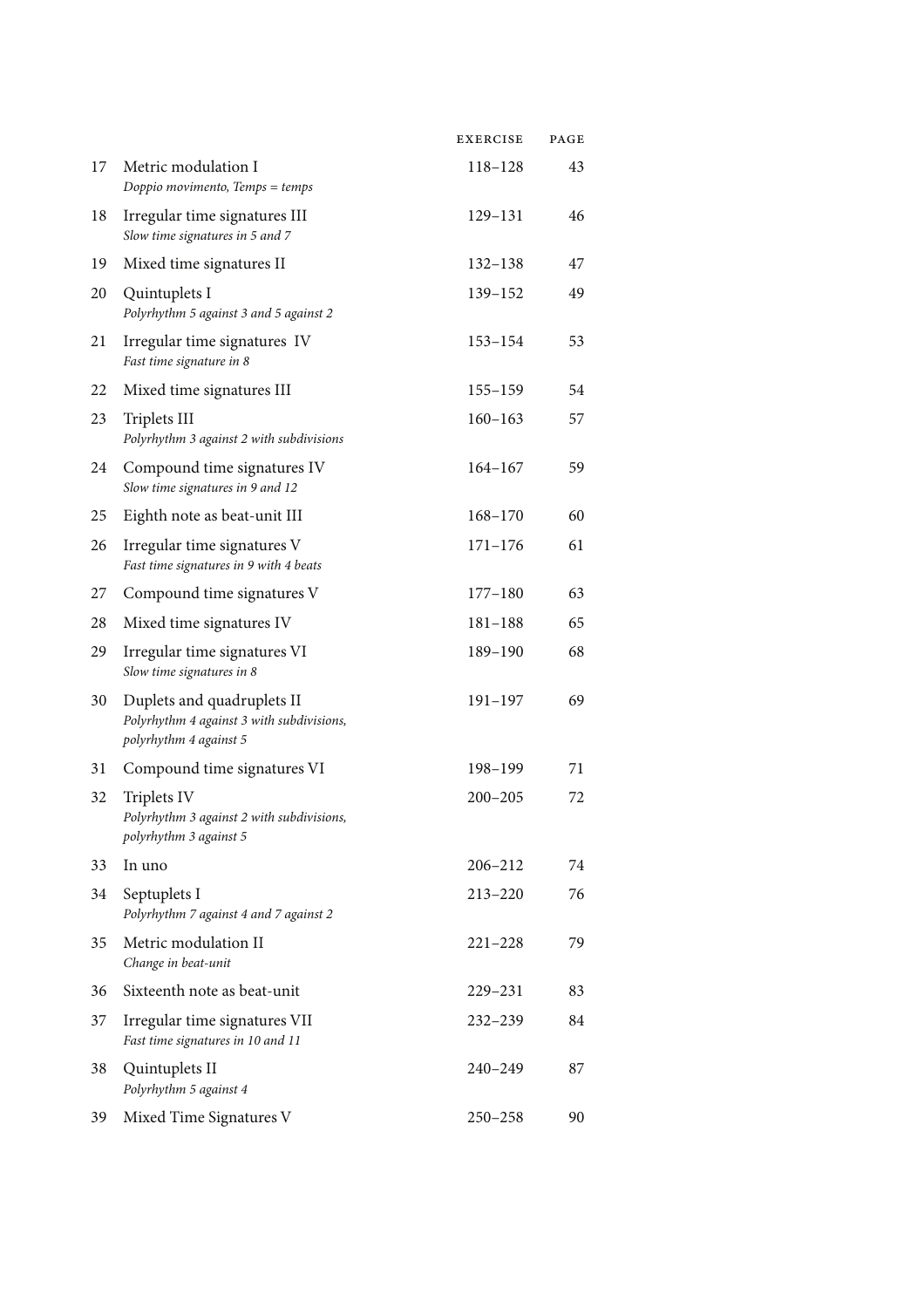| | | EXERCISE | PAGE |
|---|---|---|---|
| 17 | Metric modulation I<br>*Doppio movimento, Temps = temps* | 118–128 | 43 |
| 18 | Irregular time signatures III<br>*Slow time signatures in 5 and 7* | 129–131 | 46 |
| 19 | Mixed time signatures II | 132–138 | 47 |
| 20 | Quintuplets I<br>*Polyrhythm 5 against 3 and 5 against 2* | 139–152 | 49 |
| 21 | Irregular time signatures IV<br>*Fast time signature in 8* | 153–154 | 53 |
| 22 | Mixed time signatures III | 155–159 | 54 |
| 23 | Triplets III<br>*Polyrhythm 3 against 2 with subdivisions* | 160–163 | 57 |
| 24 | Compound time signatures IV<br>*Slow time signatures in 9 and 12* | 164–167 | 59 |
| 25 | Eighth note as beat-unit III | 168–170 | 60 |
| 26 | Irregular time signatures V<br>*Fast time signatures in 9 with 4 beats* | 171–176 | 61 |
| 27 | Compound time signatures V | 177–180 | 63 |
| 28 | Mixed time signatures IV | 181–188 | 65 |
| 29 | Irregular time signatures VI<br>*Slow time signatures in 8* | 189–190 | 68 |
| 30 | Duplets and quadruplets II<br>*Polyrhythm 4 against 3 with subdivisions, polyrhythm 4 against 5* | 191–197 | 69 |
| 31 | Compound time signatures VI | 198–199 | 71 |
| 32 | Triplets IV<br>*Polyrhythm 3 against 2 with subdivisions, polyrhythm 3 against 5* | 200–205 | 72 |
| 33 | In uno | 206–212 | 74 |
| 34 | Septuplets I<br>*Polyrhythm 7 against 4 and 7 against 2* | 213–220 | 76 |
| 35 | Metric modulation II<br>*Change in beat-unit* | 221–228 | 79 |
| 36 | Sixteenth note as beat-unit | 229–231 | 83 |
| 37 | Irregular time signatures VII<br>*Fast time signatures in 10 and 11* | 232–239 | 84 |
| 38 | Quintuplets II<br>*Polyrhythm 5 against 4* | 240–249 | 87 |
| 39 | Mixed Time Signatures V | 250–258 | 90 |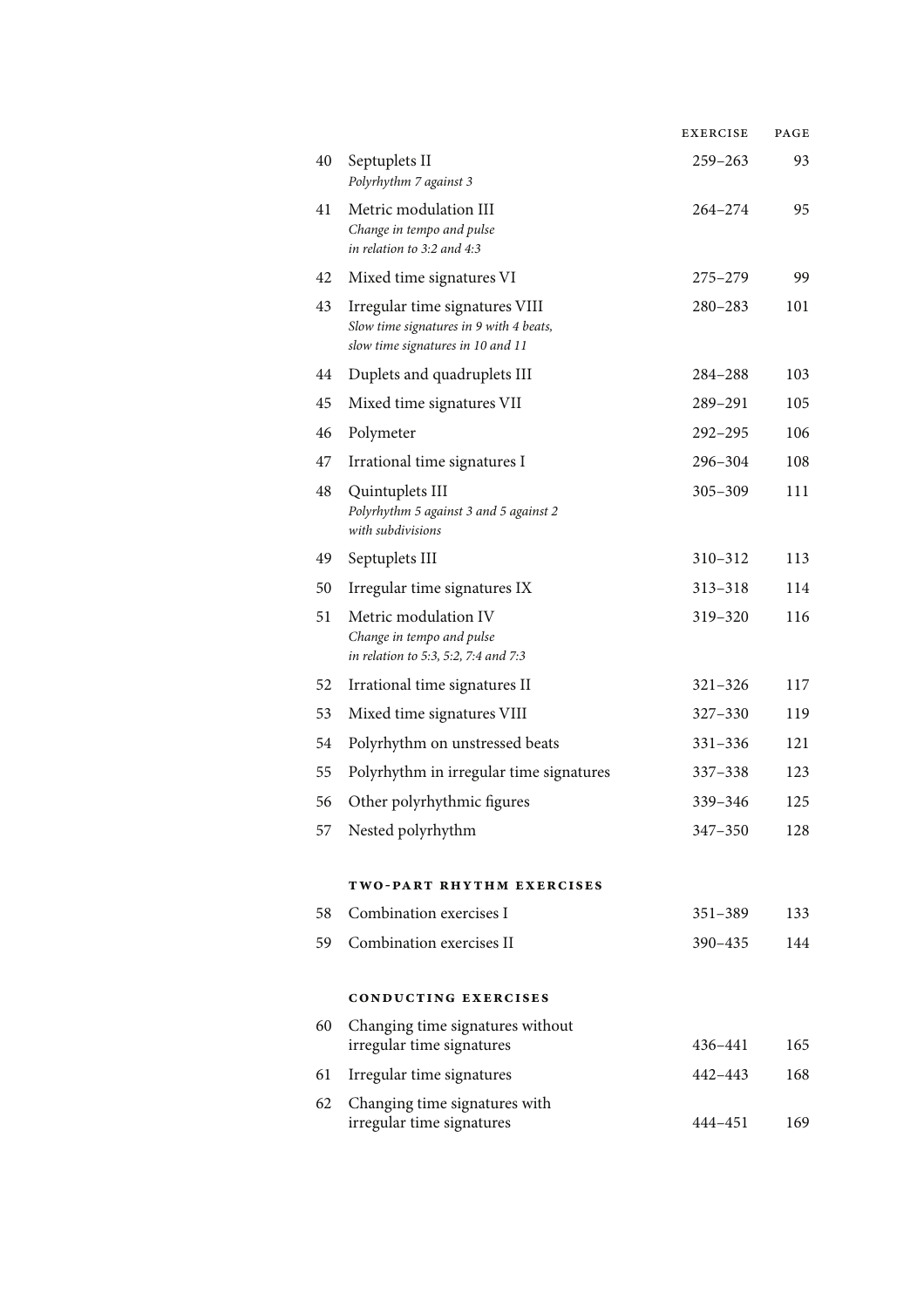| | | EXERCISE | PAGE |
|---|---|---|---|
| 40 | Septuplets II<br>*Polyrhythm 7 against 3* | 259–263 | 93 |
| 41 | Metric modulation III<br>*Change in tempo and pulse in relation to 3:2 and 4:3* | 264–274 | 95 |
| 42 | Mixed time signatures VI | 275–279 | 99 |
| 43 | Irregular time signatures VIII<br>*Slow time signatures in 9 with 4 beats, slow time signatures in 10 and 11* | 280–283 | 101 |
| 44 | Duplets and quadruplets III | 284–288 | 103 |
| 45 | Mixed time signatures VII | 289–291 | 105 |
| 46 | Polymeter | 292–295 | 106 |
| 47 | Irrational time signatures I | 296–304 | 108 |
| 48 | Quintuplets III<br>*Polyrhythm 5 against 3 and 5 against 2 with subdivisions* | 305–309 | 111 |
| 49 | Septuplets III | 310–312 | 113 |
| 50 | Irregular time signatures IX | 313–318 | 114 |
| 51 | Metric modulation IV<br>*Change in tempo and pulse in relation to 5:3, 5:2, 7:4 and 7:3* | 319–320 | 116 |
| 52 | Irrational time signatures II | 321–326 | 117 |
| 53 | Mixed time signatures VIII | 327–330 | 119 |
| 54 | Polyrhythm on unstressed beats | 331–336 | 121 |
| 55 | Polyrhythm in irregular time signatures | 337–338 | 123 |
| 56 | Other polyrhythmic figures | 339–346 | 125 |
| 57 | Nested polyrhythm | 347–350 | 128 |
| | **TWO-PART RHYTHM EXERCISES** | | |
| 58 | Combination exercises I | 351–389 | 133 |
| 59 | Combination exercises II | 390–435 | 144 |
| | **CONDUCTING EXERCISES** | | |
| 60 | Changing time signatures without irregular time signatures | 436–441 | 165 |
| 61 | Irregular time signatures | 442–443 | 168 |
| 62 | Changing time signatures with irregular time signatures | 444–451 | 169 |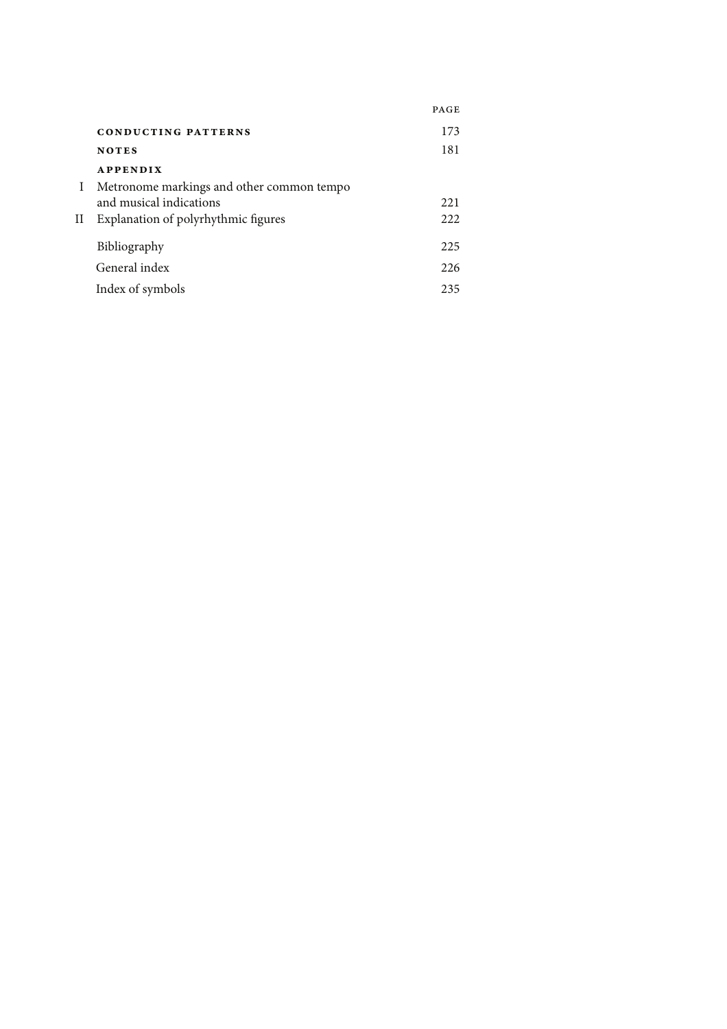| | | PAGE |
|---|---|---|
| | **CONDUCTING PATTERNS** | 173 |
| | **NOTES** | 181 |
| | **APPENDIX** | |
| I | Metronome markings and other common tempo and musical indications | 221 |
| II | Explanation of polyrhythmic figures | 222 |
| | Bibliography | 225 |
| | General index | 226 |
| | Index of symbols | 235 |